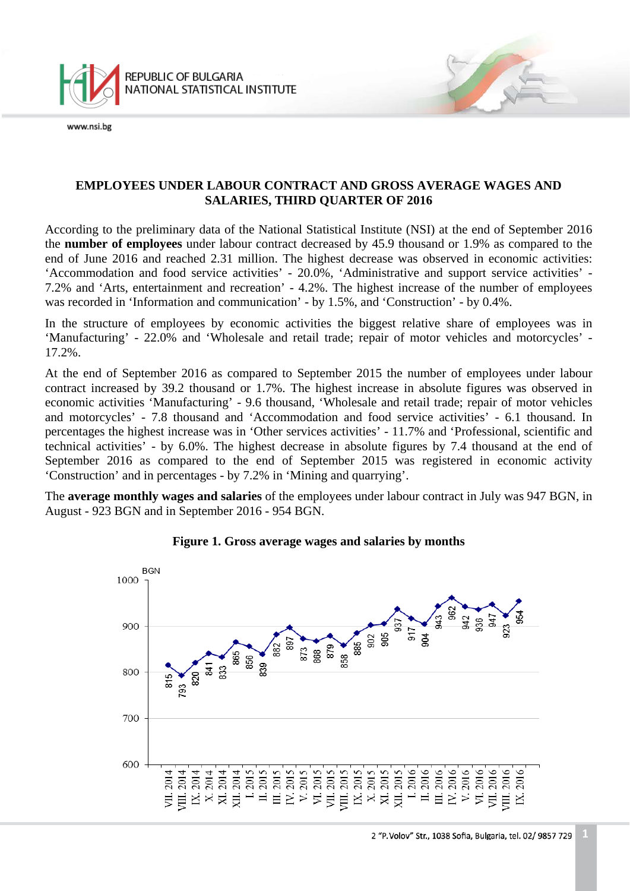# EMPLOYEES UNDER LABOUR CONTRACT AND GROSS AVERAGE WAGES AND SALARIES, THIRD QUARTER OF 2016

According to the preliminary data of the National Statistical Institute (NSI) at the end of September 2016 the **number of employees** under labour contract decreased by 45.9 thousand or 1.9% as compared to the end of June 2016 and reached 2.31 million. The highest decrease was observed in economic activities: ‘Accommodation and food service activities’ - 20.0%, ‘Administrative and support service activities’ - 7.2% and ‘Arts, entertainment and recreation’ - 4.2%. The highest increase of the number of employees was recorded in ‘Information and communication’ - by 1.5%, and ‘Construction’ - by 0.4%.

In the structure of employees by economic activities the biggest relative share of employees was in ‘Manufacturing’ - 22.0% and ‘Wholesale and retail trade; repair of motor vehicles and motorcycles’ - 17.2%.

At the end of September 2016 as compared to September 2015 the number of employees under labour contract increased by 39.2 thousand or 1.7%. The highest increase in absolute figures was observed in economic activities ‘Manufacturing’ - 9.6 thousand, ‘Wholesale and retail trade; repair of motor vehicles and motorcycles’ - 7.8 thousand and ‘Accommodation and food service activities’ - 6.1 thousand. In percentages the highest increase was in ‘Other services activities’ - 11.7% and ‘Professional, scientific and technical activities’ - by 6.0%. The highest decrease in absolute figures by 7.4 thousand at the end of September 2016 as compared to the end of September 2015 was registered in economic activity ‘Construction’ and in percentages - by 7.2% in ‘Mining and quarrying’.

The **average monthly wages and salaries** of the employees under labour contract in July was 947 BGN, in August - 923 BGN and in September 2016 - 954 BGN.

**Figure 1. Gross average wages and salaries by months**

| Month | BGN |
|---|---|
| VII. 2014 | 815 |
| VIII. 2014 | 793 |
| IX. 2014 | 820 |
| X. 2014 | 841 |
| XI. 2014 | 833 |
| XII. 2014 | 865 |
| I. 2015 | 856 |
| II. 2015 | 839 |
| III. 2015 | 882 |
| IV. 2015 | 897 |
| V. 2015 | 873 |
| VI. 2015 | 868 |
| VII. 2015 | 879 |
| VIII. 2015 | 858 |
| IX. 2015 | 885 |
| X. 2015 | 902 |
| XI. 2015 | 905 |
| XII. 2015 | 937 |
| I. 2016 | 917 |
| II. 2016 | 904 |
| III. 2016 | 943 |
| IV. 2016 | 962 |
| V. 2016 | 942 |
| VI. 2016 | 936 |
| VII. 2016 | 947 |
| VIII. 2016 | 923 |
| IX. 2016 | 954 |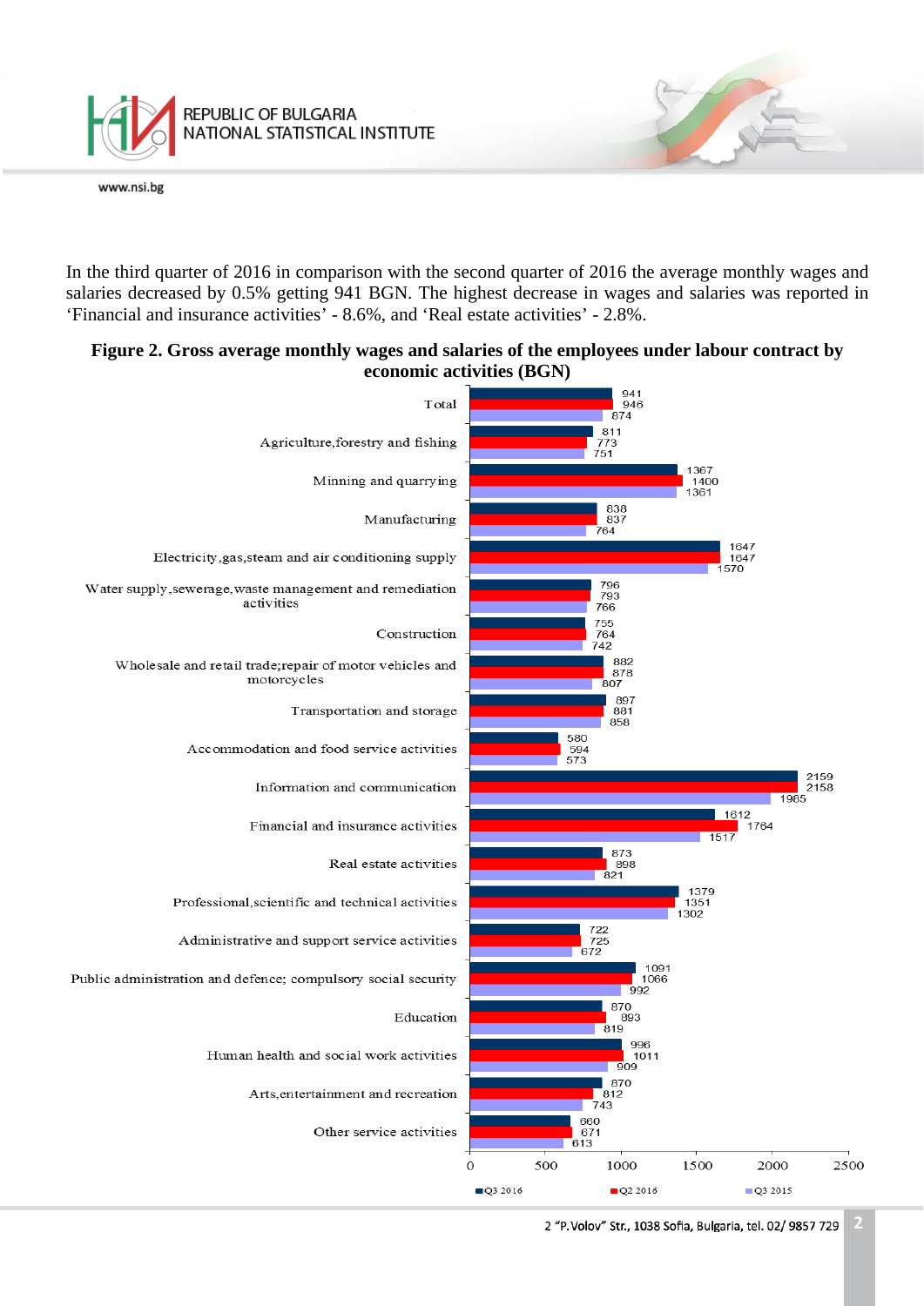In the third quarter of 2016 in comparison with the second quarter of 2016 the average monthly wages and salaries decreased by 0.5% getting 941 BGN. The highest decrease in wages and salaries was reported in 'Financial and insurance activities' - 8.6%, and 'Real estate activities' - 2.8%.

**Figure 2. Gross average monthly wages and salaries of the employees under labour contract by economic activities (BGN)**

| Economic activity | Q3 2016 | Q2 2016 | Q3 2015 |
|---|---|---|---|
| Total | 941 | 946 | 874 |
| Agriculture,forestry and fishing | 811 | 773 | 751 |
| Minning and quarrying | 1367 | 1400 | 1361 |
| Manufacturing | 838 | 837 | 764 |
| Electricity,gas,steam and air conditioning supply | 1647 | 1647 | 1570 |
| Water supply,sewerage,waste management and remediation activities | 796 | 793 | 766 |
| Construction | 755 | 764 | 742 |
| Wholesale and retail trade;repair of motor vehicles and motorcycles | 882 | 878 | 807 |
| Transportation and storage | 897 | 881 | 858 |
| Accommodation and food service activities | 580 | 594 | 573 |
| Information and communication | 2159 | 2158 | 1985 |
| Financial and insurance activities | 1612 | 1764 | 1517 |
| Real estate activities | 873 | 898 | 821 |
| Professional,scientific and technical activities | 1379 | 1351 | 1302 |
| Administrative and support service activities | 722 | 725 | 672 |
| Public administration and defence; compulsory social security | 1091 | 1066 | 992 |
| Education | 870 | 893 | 819 |
| Human health and social work activities | 996 | 1011 | 909 |
| Arts,entertainment and recreation | 870 | 812 | 743 |
| Other service activities | 660 | 671 | 613 |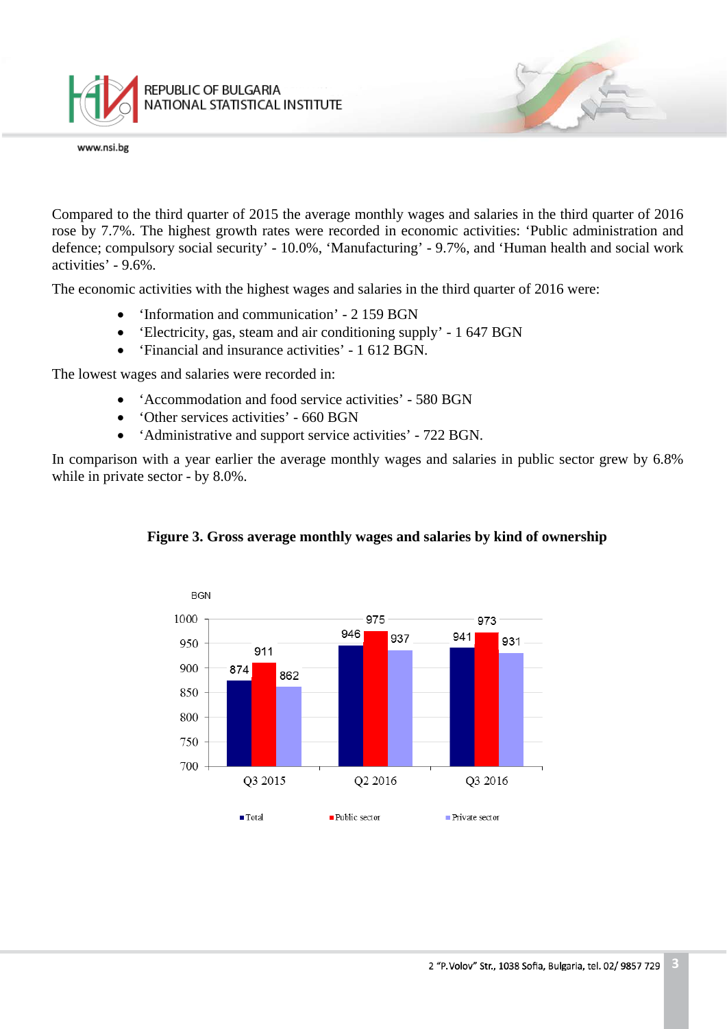Compared to the third quarter of 2015 the average monthly wages and salaries in the third quarter of 2016 rose by 7.7%. The highest growth rates were recorded in economic activities: 'Public administration and defence; compulsory social security' - 10.0%, 'Manufacturing' - 9.7%, and 'Human health and social work activities' - 9.6%.

The economic activities with the highest wages and salaries in the third quarter of 2016 were:

- 'Information and communication' - 2 159 BGN
- 'Electricity, gas, steam and air conditioning supply' - 1 647 BGN
- 'Financial and insurance activities' - 1 612 BGN.

The lowest wages and salaries were recorded in:

- 'Accommodation and food service activities' - 580 BGN
- 'Other services activities' - 660 BGN
- 'Administrative and support service activities' - 722 BGN.

In comparison with a year earlier the average monthly wages and salaries in public sector grew by 6.8% while in private sector - by 8.0%.

**Figure 3. Gross average monthly wages and salaries by kind of ownership**

BGN

| | Total | Public sector | Private sector |
|---|---|---|---|
| Q3 2015 | 874 | 911 | 862 |
| Q2 2016 | 946 | 975 | 937 |
| Q3 2016 | 941 | 973 | 931 |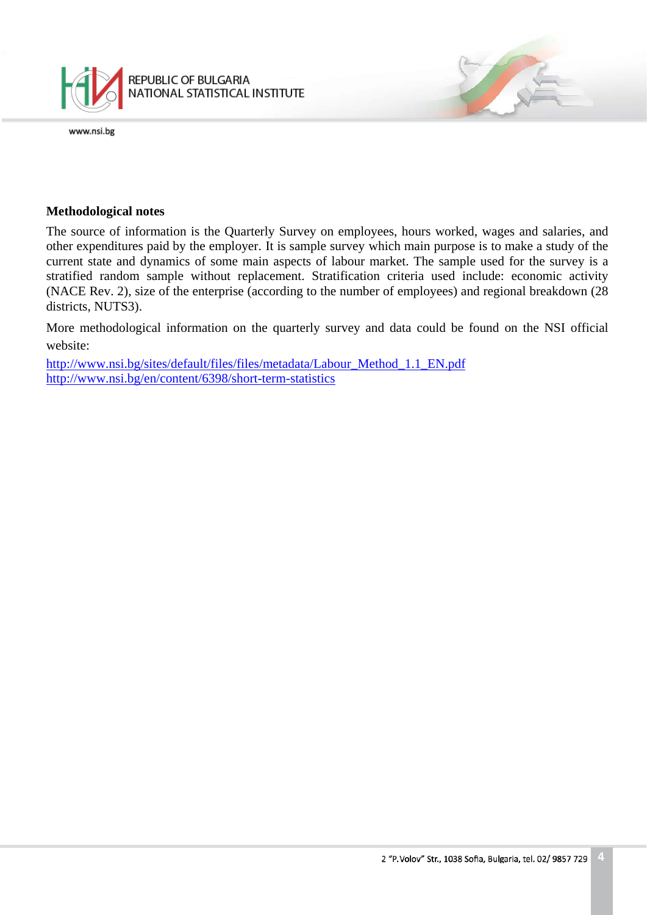**Methodological notes**

The source of information is the Quarterly Survey on employees, hours worked, wages and salaries, and other expenditures paid by the employer. It is sample survey which main purpose is to make a study of the current state and dynamics of some main aspects of labour market. The sample used for the survey is a stratified random sample without replacement. Stratification criteria used include: economic activity (NACE Rev. 2), size of the enterprise (according to the number of employees) and regional breakdown (28 districts, NUTS3).

More methodological information on the quarterly survey and data could be found on the NSI official website:

http://www.nsi.bg/sites/default/files/files/metadata/Labour_Method_1.1_EN.pdf
http://www.nsi.bg/en/content/6398/short-term-statistics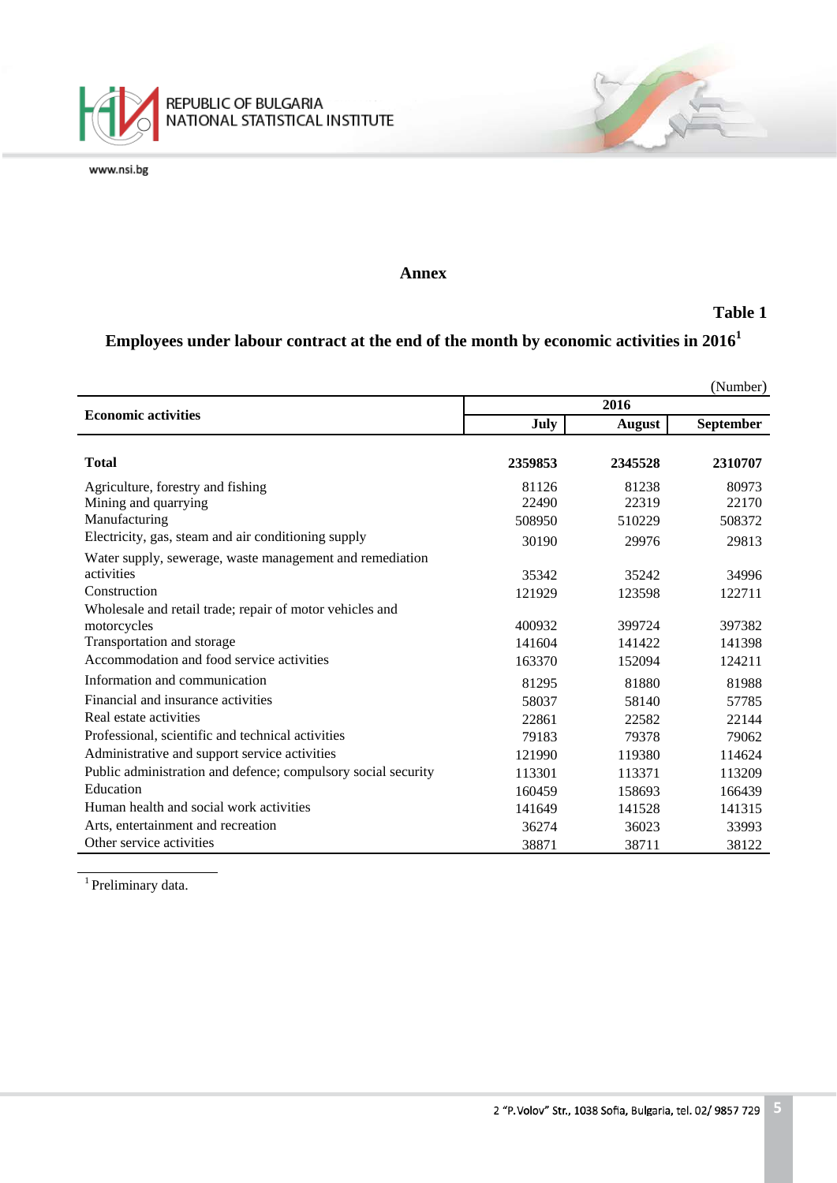**Annex**

**Table 1**

**Employees under labour contract at the end of the month by economic activities in 2016[1]**

(Number)

| Economic activities | 2016 | | |
|---|---|---|---|
| | July | August | September |
| **Total** | **2359853** | **2345528** | **2310707** |
| Agriculture, forestry and fishing | 81126 | 81238 | 80973 |
| Mining and quarrying | 22490 | 22319 | 22170 |
| Manufacturing | 508950 | 510229 | 508372 |
| Electricity, gas, steam and air conditioning supply | 30190 | 29976 | 29813 |
| Water supply, sewerage, waste management and remediation activities | 35342 | 35242 | 34996 |
| Construction | 121929 | 123598 | 122711 |
| Wholesale and retail trade; repair of motor vehicles and motorcycles | 400932 | 399724 | 397382 |
| Transportation and storage | 141604 | 141422 | 141398 |
| Accommodation and food service activities | 163370 | 152094 | 124211 |
| Information and communication | 81295 | 81880 | 81988 |
| Financial and insurance activities | 58037 | 58140 | 57785 |
| Real estate activities | 22861 | 22582 | 22144 |
| Professional, scientific and technical activities | 79183 | 79378 | 79062 |
| Administrative and support service activities | 121990 | 119380 | 114624 |
| Public administration and defence; compulsory social security | 113301 | 113371 | 113209 |
| Education | 160459 | 158693 | 166439 |
| Human health and social work activities | 141649 | 141528 | 141315 |
| Arts, entertainment and recreation | 36274 | 36023 | 33993 |
| Other service activities | 38871 | 38711 | 38122 |

[1] Preliminary data.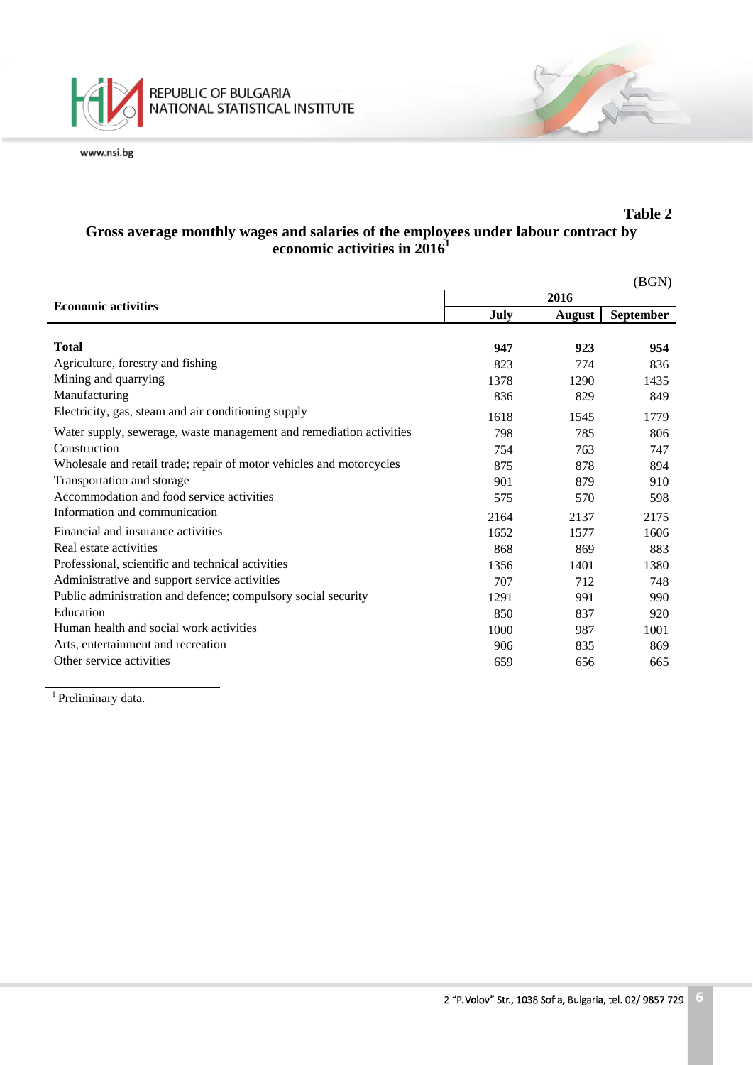**Table 2**

**Gross average monthly wages and salaries of the employees under labour contract by economic activities in 2016**[1]

(BGN)

| Economic activities | 2016 | | |
|---|---|---|---|
| | July | August | September |
| **Total** | **947** | **923** | **954** |
| Agriculture, forestry and fishing | 823 | 774 | 836 |
| Mining and quarrying | 1378 | 1290 | 1435 |
| Manufacturing | 836 | 829 | 849 |
| Electricity, gas, steam and air conditioning supply | 1618 | 1545 | 1779 |
| Water supply, sewerage, waste management and remediation activities | 798 | 785 | 806 |
| Construction | 754 | 763 | 747 |
| Wholesale and retail trade; repair of motor vehicles and motorcycles | 875 | 878 | 894 |
| Transportation and storage | 901 | 879 | 910 |
| Accommodation and food service activities | 575 | 570 | 598 |
| Information and communication | 2164 | 2137 | 2175 |
| Financial and insurance activities | 1652 | 1577 | 1606 |
| Real estate activities | 868 | 869 | 883 |
| Professional, scientific and technical activities | 1356 | 1401 | 1380 |
| Administrative and support service activities | 707 | 712 | 748 |
| Public administration and defence; compulsory social security | 1291 | 991 | 990 |
| Education | 850 | 837 | 920 |
| Human health and social work activities | 1000 | 987 | 1001 |
| Arts, entertainment and recreation | 906 | 835 | 869 |
| Other service activities | 659 | 656 | 665 |

[1] Preliminary data.